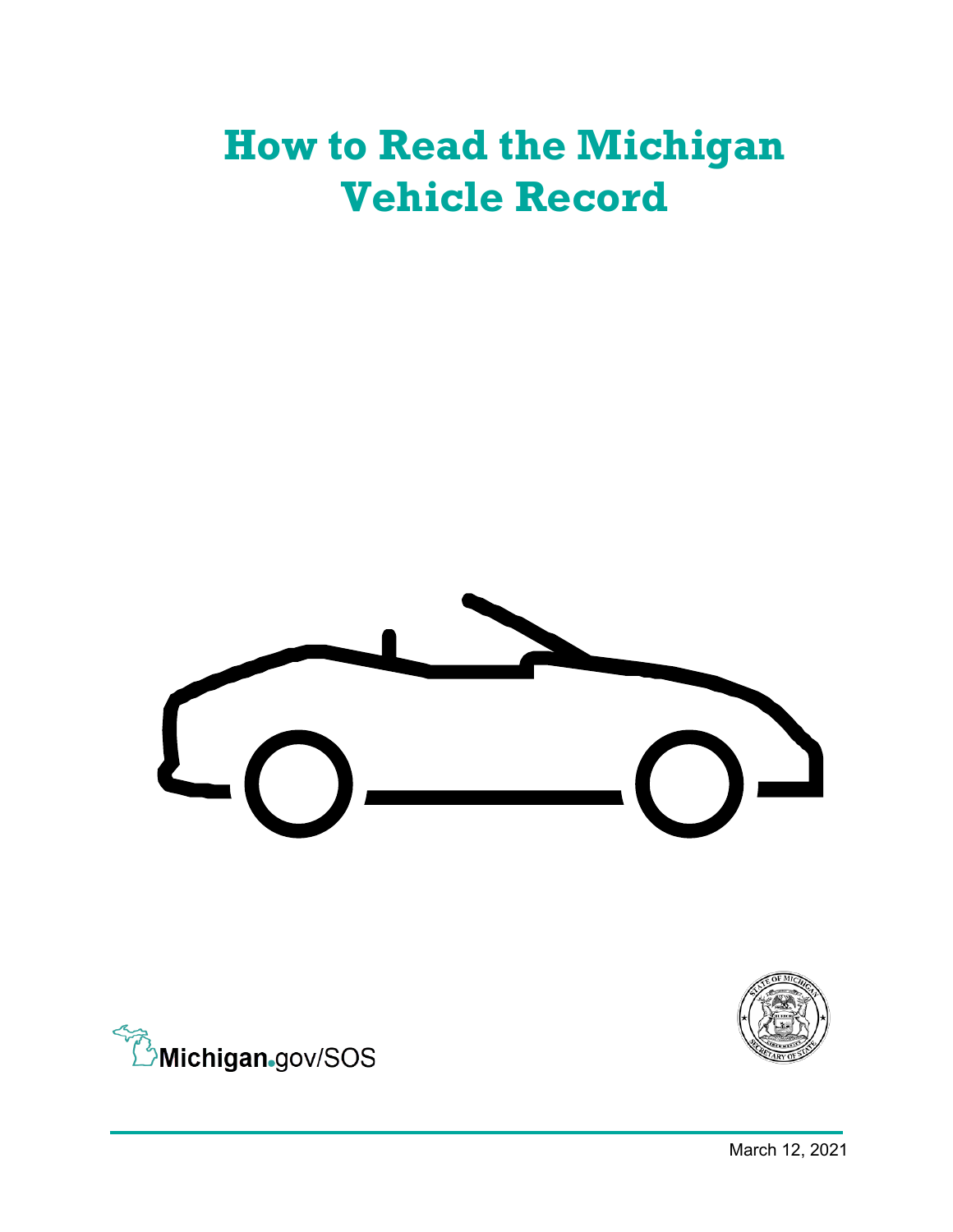# How to Read the Michigan Vehicle Record

Michigan.gov/SOS

March 12, 2021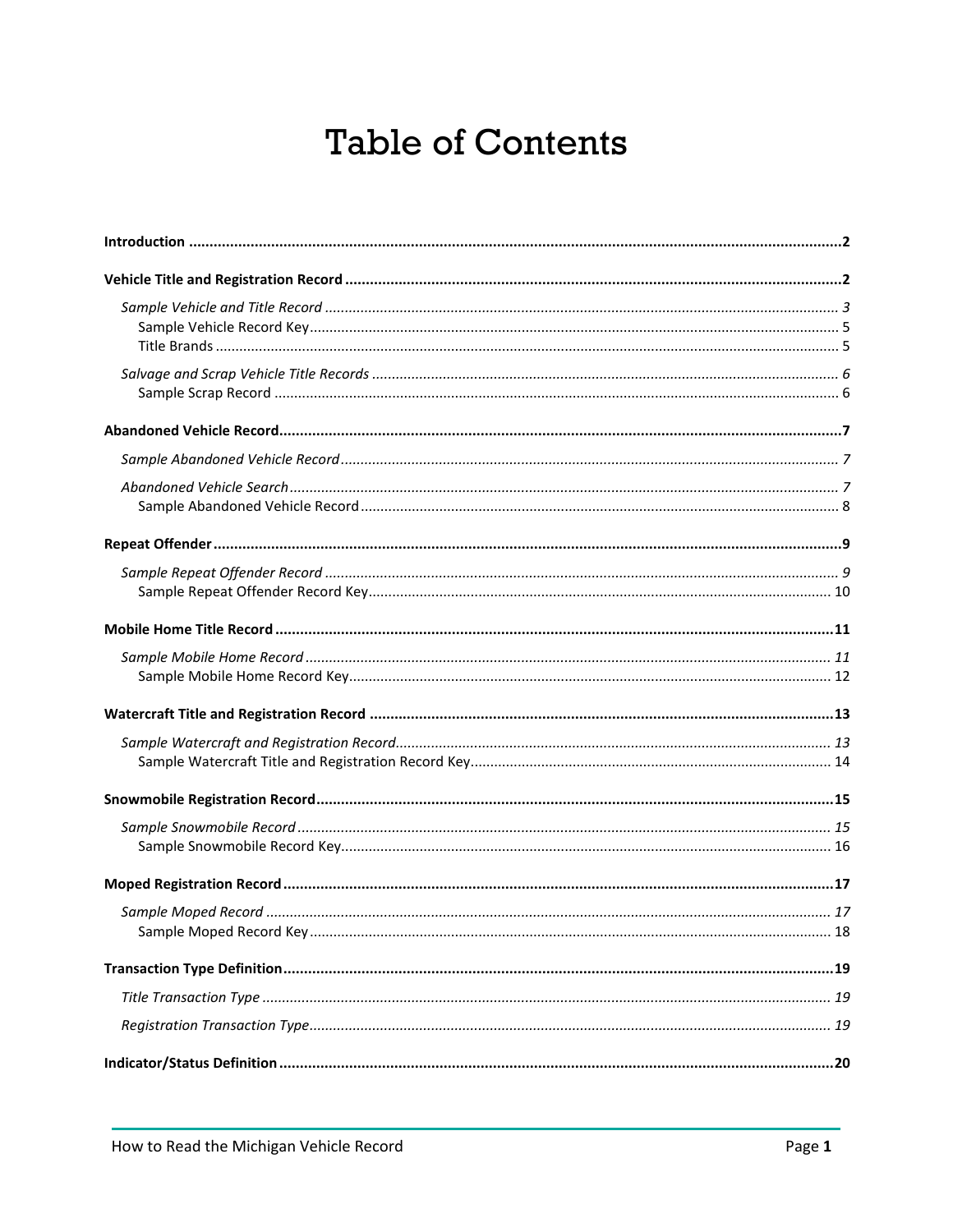# Table of Contents

**Introduction** .......... **2**

**Vehicle Title and Registration Record** .......... **2**

- *Sample Vehicle and Title Record* .......... *3*
  - Sample Vehicle Record Key .......... 5
  - Title Brands .......... 5
- *Salvage and Scrap Vehicle Title Records* .......... *6*
  - Sample Scrap Record .......... 6

**Abandoned Vehicle Record** .......... **7**

- *Sample Abandoned Vehicle Record* .......... *7*
- *Abandoned Vehicle Search* .......... *7*
  - Sample Abandoned Vehicle Record .......... 8

**Repeat Offender** .......... **9**

- *Sample Repeat Offender Record* .......... *9*
  - Sample Repeat Offender Record Key .......... 10

**Mobile Home Title Record** .......... **11**

- *Sample Mobile Home Record* .......... *11*
  - Sample Mobile Home Record Key .......... 12

**Watercraft Title and Registration Record** .......... **13**

- *Sample Watercraft and Registration Record* .......... *13*
  - Sample Watercraft Title and Registration Record Key .......... 14

**Snowmobile Registration Record** .......... **15**

- *Sample Snowmobile Record* .......... *15*
  - Sample Snowmobile Record Key .......... 16

**Moped Registration Record** .......... **17**

- *Sample Moped Record* .......... *17*
  - Sample Moped Record Key .......... 18

**Transaction Type Definition** .......... **19**

- *Title Transaction Type* .......... *19*
- *Registration Transaction Type* .......... *19*

**Indicator/Status Definition** .......... **20**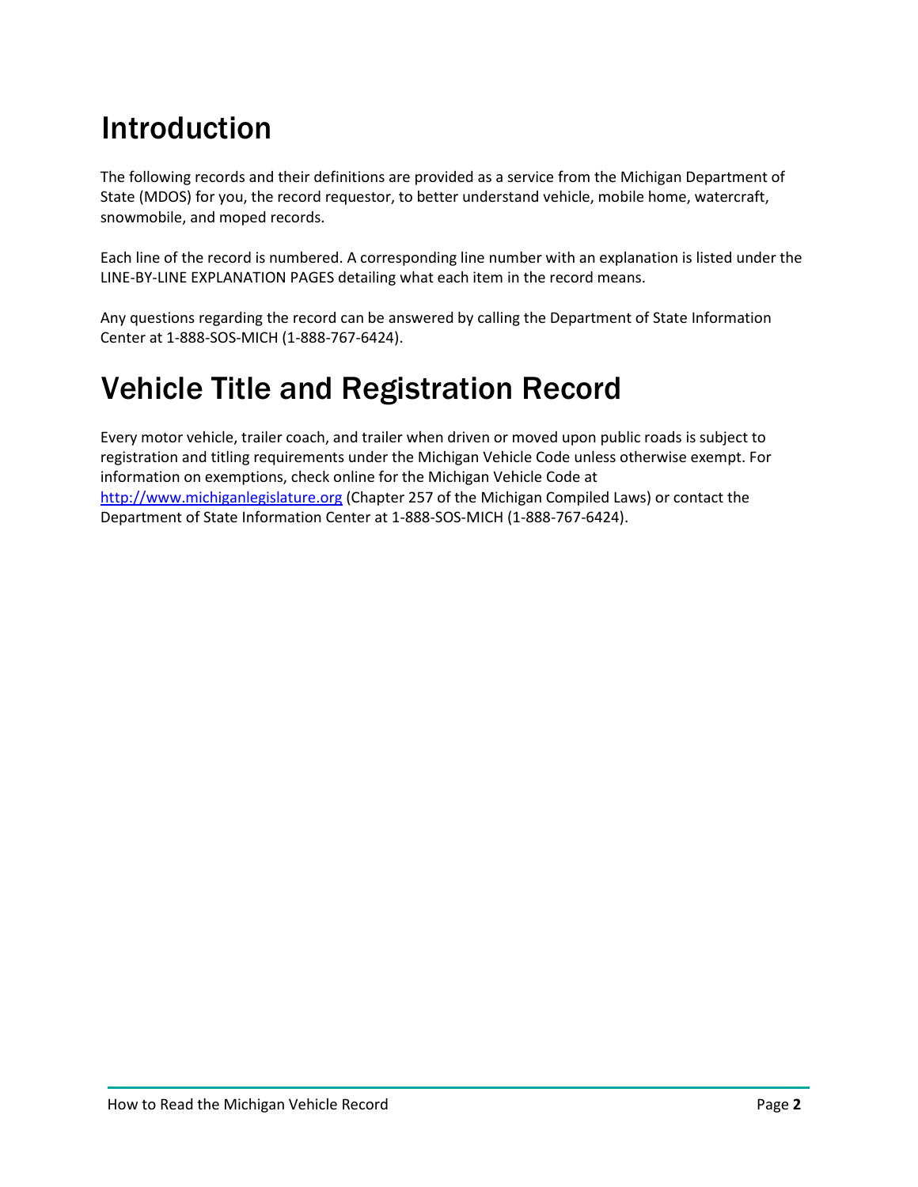# Introduction

The following records and their definitions are provided as a service from the Michigan Department of State (MDOS) for you, the record requestor, to better understand vehicle, mobile home, watercraft, snowmobile, and moped records.

Each line of the record is numbered. A corresponding line number with an explanation is listed under the LINE-BY-LINE EXPLANATION PAGES detailing what each item in the record means.

Any questions regarding the record can be answered by calling the Department of State Information Center at 1-888-SOS-MICH (1-888-767-6424).

# Vehicle Title and Registration Record

Every motor vehicle, trailer coach, and trailer when driven or moved upon public roads is subject to registration and titling requirements under the Michigan Vehicle Code unless otherwise exempt. For information on exemptions, check online for the Michigan Vehicle Code at [http://www.michiganlegislature.org](http://www.michiganlegislature.org) (Chapter 257 of the Michigan Compiled Laws) or contact the Department of State Information Center at 1-888-SOS-MICH (1-888-767-6424).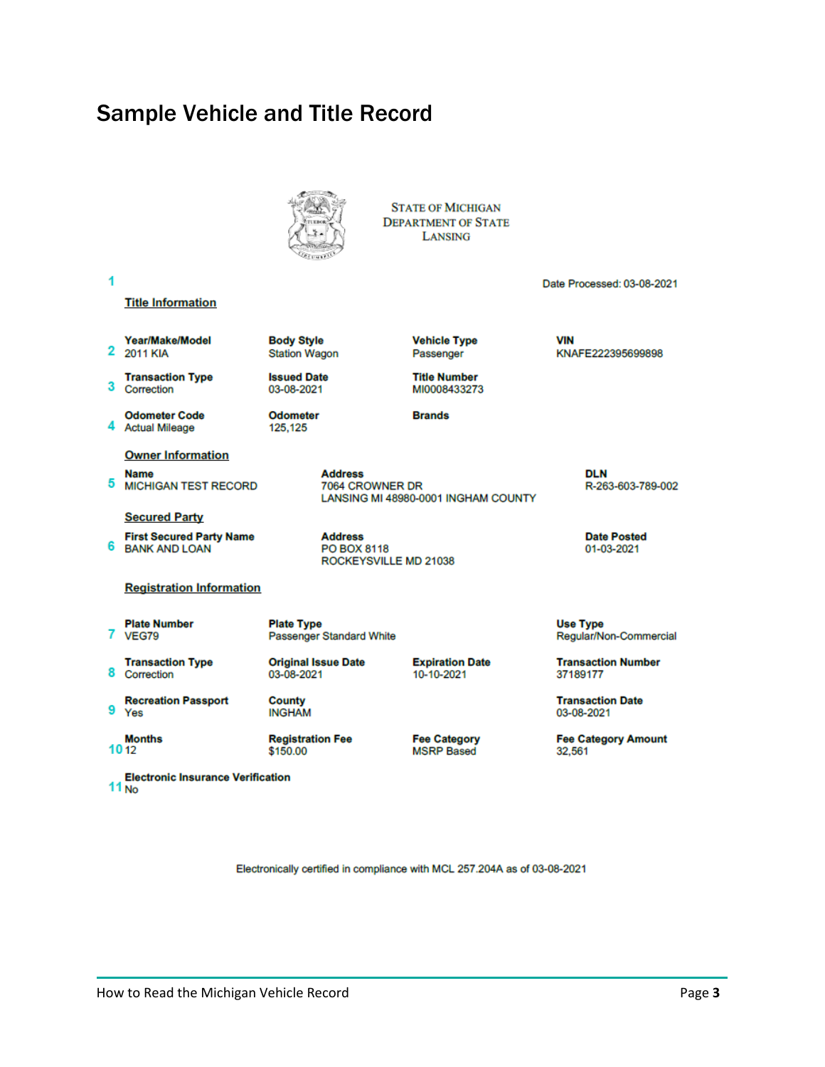# Sample Vehicle and Title Record

STATE OF MICHIGAN
DEPARTMENT OF STATE
LANSING

1

Date Processed: 03-08-2021

**Title Information**

| # | | | | |
|---|---|---|---|---|
| 2 | **Year/Make/Model**<br>2011 KIA | **Body Style**<br>Station Wagon | **Vehicle Type**<br>Passenger | **VIN**<br>KNAFE222395699898 |
| 3 | **Transaction Type**<br>Correction | **Issued Date**<br>03-08-2021 | **Title Number**<br>MI0008433273 | |
| 4 | **Odometer Code**<br>Actual Mileage | **Odometer**<br>125,125 | **Brands** | |

**Owner Information**

| # | | | |
|---|---|---|---|
| 5 | **Name**<br>MICHIGAN TEST RECORD | **Address**<br>7064 CROWNER DR<br>LANSING MI 48980-0001 INGHAM COUNTY | **DLN**<br>R-263-603-789-002 |

**Secured Party**

| # | | | |
|---|---|---|---|
| 6 | **First Secured Party Name**<br>BANK AND LOAN | **Address**<br>PO BOX 8118<br>ROCKEYSVILLE MD 21038 | **Date Posted**<br>01-03-2021 |

**Registration Information**

| # | | | | |
|---|---|---|---|---|
| 7 | **Plate Number**<br>VEG79 | **Plate Type**<br>Passenger Standard White | | **Use Type**<br>Regular/Non-Commercial |
| 8 | **Transaction Type**<br>Correction | **Original Issue Date**<br>03-08-2021 | **Expiration Date**<br>10-10-2021 | **Transaction Number**<br>37189177 |
| 9 | **Recreation Passport**<br>Yes | **County**<br>INGHAM | | **Transaction Date**<br>03-08-2021 |
| 10 | **Months**<br>12 | **Registration Fee**<br>$150.00 | **Fee Category**<br>MSRP Based | **Fee Category Amount**<br>32,561 |
| 11 | **Electronic Insurance Verification**<br>No | | | |

Electronically certified in compliance with MCL 257.204A as of 03-08-2021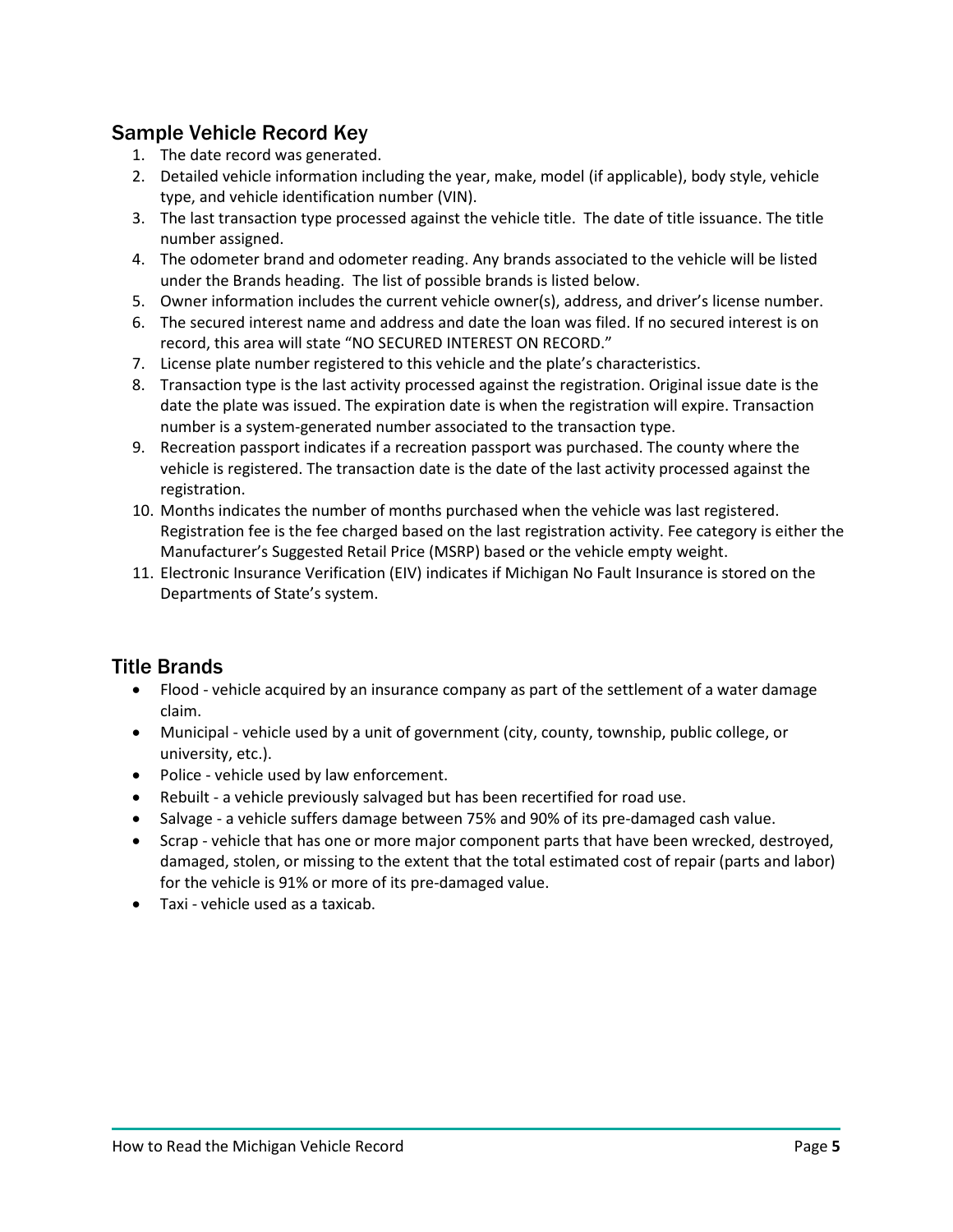## Sample Vehicle Record Key

1. The date record was generated.
2. Detailed vehicle information including the year, make, model (if applicable), body style, vehicle type, and vehicle identification number (VIN).
3. The last transaction type processed against the vehicle title. The date of title issuance. The title number assigned.
4. The odometer brand and odometer reading. Any brands associated to the vehicle will be listed under the Brands heading. The list of possible brands is listed below.
5. Owner information includes the current vehicle owner(s), address, and driver's license number.
6. The secured interest name and address and date the loan was filed. If no secured interest is on record, this area will state "NO SECURED INTEREST ON RECORD."
7. License plate number registered to this vehicle and the plate's characteristics.
8. Transaction type is the last activity processed against the registration. Original issue date is the date the plate was issued. The expiration date is when the registration will expire. Transaction number is a system-generated number associated to the transaction type.
9. Recreation passport indicates if a recreation passport was purchased. The county where the vehicle is registered. The transaction date is the date of the last activity processed against the registration.
10. Months indicates the number of months purchased when the vehicle was last registered. Registration fee is the fee charged based on the last registration activity. Fee category is either the Manufacturer's Suggested Retail Price (MSRP) based or the vehicle empty weight.
11. Electronic Insurance Verification (EIV) indicates if Michigan No Fault Insurance is stored on the Departments of State's system.

## Title Brands

- Flood - vehicle acquired by an insurance company as part of the settlement of a water damage claim.
- Municipal - vehicle used by a unit of government (city, county, township, public college, or university, etc.).
- Police - vehicle used by law enforcement.
- Rebuilt - a vehicle previously salvaged but has been recertified for road use.
- Salvage - a vehicle suffers damage between 75% and 90% of its pre-damaged cash value.
- Scrap - vehicle that has one or more major component parts that have been wrecked, destroyed, damaged, stolen, or missing to the extent that the total estimated cost of repair (parts and labor) for the vehicle is 91% or more of its pre-damaged value.
- Taxi - vehicle used as a taxicab.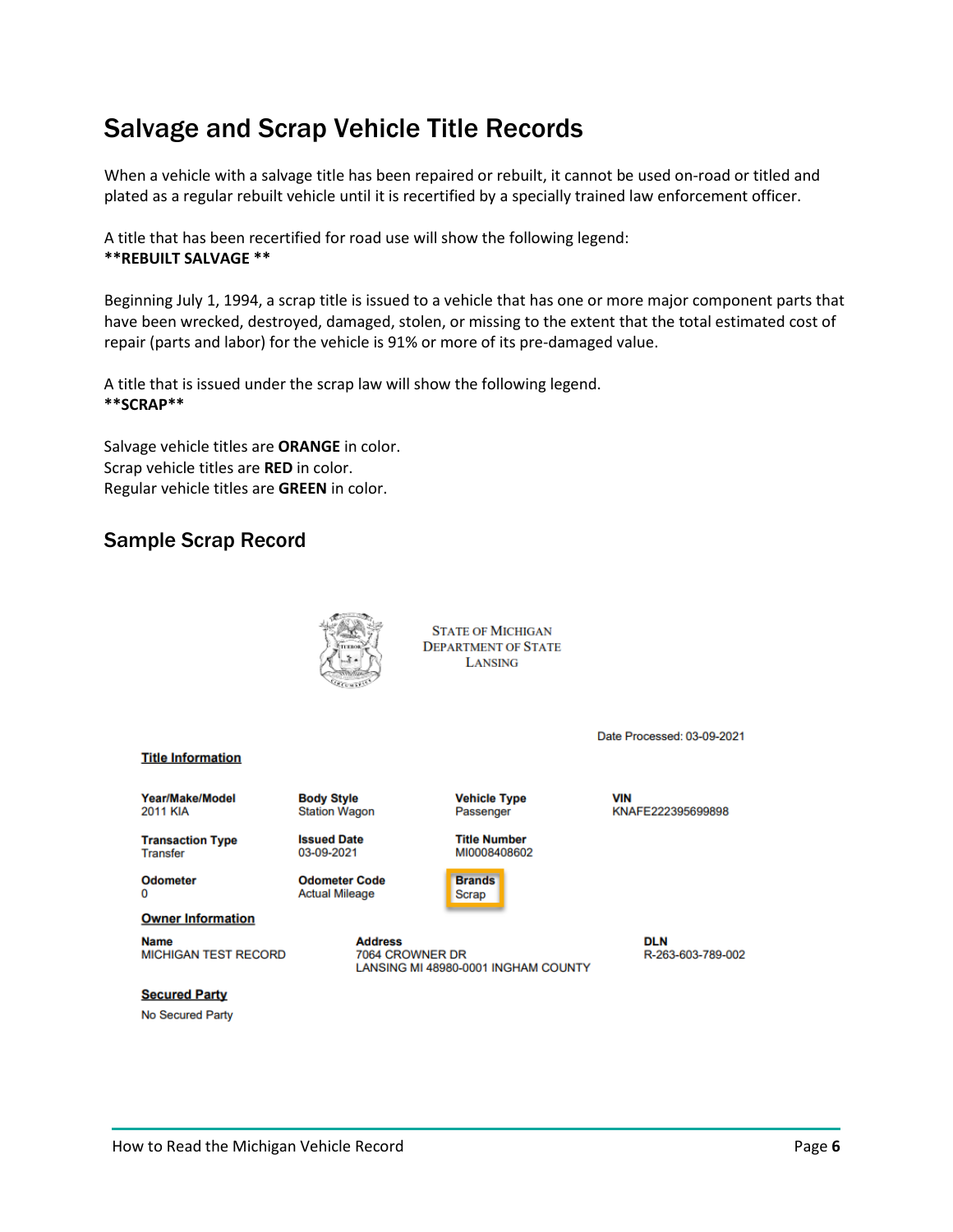# Salvage and Scrap Vehicle Title Records

When a vehicle with a salvage title has been repaired or rebuilt, it cannot be used on-road or titled and plated as a regular rebuilt vehicle until it is recertified by a specially trained law enforcement officer.

A title that has been recertified for road use will show the following legend:
**\*\*REBUILT SALVAGE \*\***

Beginning July 1, 1994, a scrap title is issued to a vehicle that has one or more major component parts that have been wrecked, destroyed, damaged, stolen, or missing to the extent that the total estimated cost of repair (parts and labor) for the vehicle is 91% or more of its pre-damaged value.

A title that is issued under the scrap law will show the following legend.
**\*\*SCRAP\*\***

Salvage vehicle titles are **ORANGE** in color.
Scrap vehicle titles are **RED** in color.
Regular vehicle titles are **GREEN** in color.

## Sample Scrap Record

STATE OF MICHIGAN
DEPARTMENT OF STATE
LANSING

Date Processed: 03-09-2021

**Title Information**

| Year/Make/Model | Body Style | Vehicle Type | VIN |
|---|---|---|---|
| 2011 KIA | Station Wagon | Passenger | KNAFE222395699898 |
| **Transaction Type** | **Issued Date** | **Title Number** | |
| Transfer | 03-09-2021 | MI0008408602 | |
| **Odometer** | **Odometer Code** | **Brands** | |
| 0 | Actual Mileage | Scrap | |

**Owner Information**

| Name | Address | DLN |
|---|---|---|
| MICHIGAN TEST RECORD | 7064 CROWNER DR<br>LANSING MI 48980-0001 INGHAM COUNTY | R-263-603-789-002 |

**Secured Party**

No Secured Party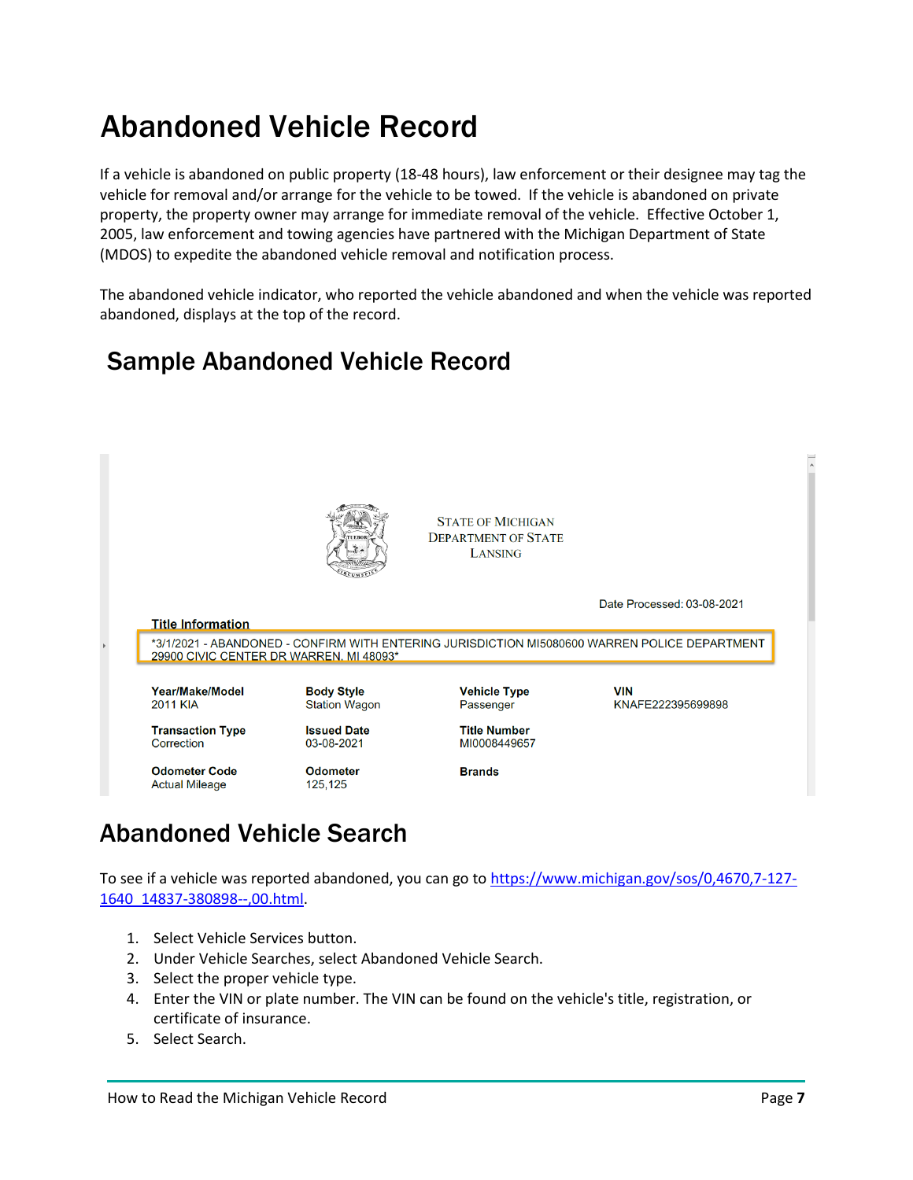# Abandoned Vehicle Record

If a vehicle is abandoned on public property (18-48 hours), law enforcement or their designee may tag the vehicle for removal and/or arrange for the vehicle to be towed. If the vehicle is abandoned on private property, the property owner may arrange for immediate removal of the vehicle. Effective October 1, 2005, law enforcement and towing agencies have partnered with the Michigan Department of State (MDOS) to expedite the abandoned vehicle removal and notification process.

The abandoned vehicle indicator, who reported the vehicle abandoned and when the vehicle was reported abandoned, displays at the top of the record.

## Sample Abandoned Vehicle Record

STATE OF MICHIGAN
DEPARTMENT OF STATE
LANSING

Date Processed: 03-08-2021

**Title Information**

*3/1/2021 - ABANDONED - CONFIRM WITH ENTERING JURISDICTION MI5080600 WARREN POLICE DEPARTMENT 29900 CIVIC CENTER DR WARREN, MI 48093*

| Year/Make/Model | Body Style | Vehicle Type | VIN |
|---|---|---|---|
| 2011 KIA | Station Wagon | Passenger | KNAFE222395699898 |
| **Transaction Type** | **Issued Date** | **Title Number** | |
| Correction | 03-08-2021 | MI0008449657 | |
| **Odometer Code** | **Odometer** | **Brands** | |
| Actual Mileage | 125,125 | | |

# Abandoned Vehicle Search

To see if a vehicle was reported abandoned, you can go to https://www.michigan.gov/sos/0,4670,7-127-1640_14837-380898--,00.html.

1. Select Vehicle Services button.
2. Under Vehicle Searches, select Abandoned Vehicle Search.
3. Select the proper vehicle type.
4. Enter the VIN or plate number. The VIN can be found on the vehicle's title, registration, or certificate of insurance.
5. Select Search.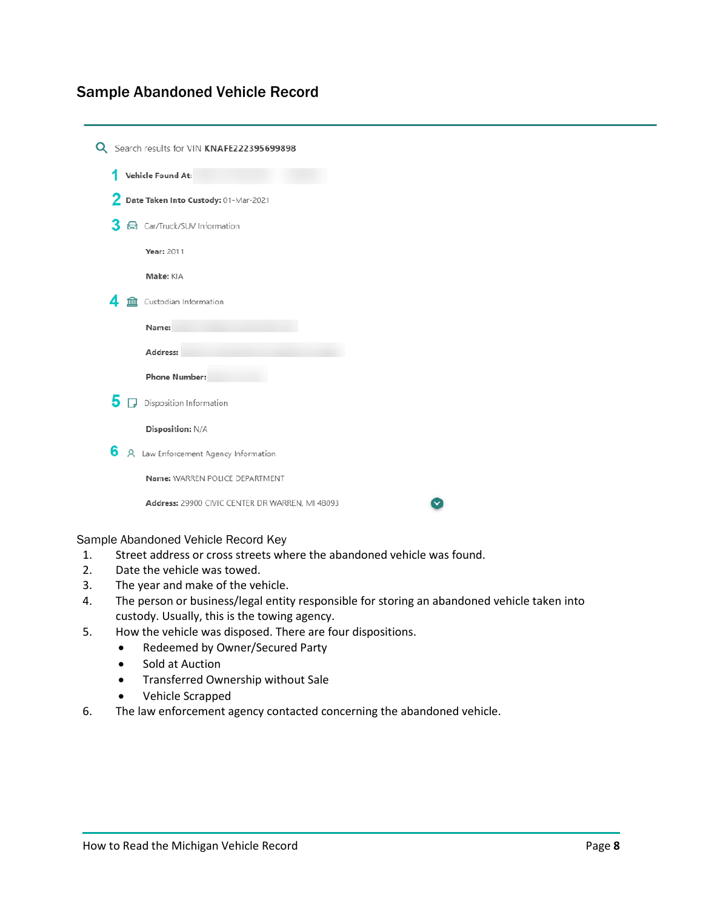## Sample Abandoned Vehicle Record

Search results for VIN **KNAFE222395699898**

1 **Vehicle Found At:**

2 **Date Taken Into Custody:** 01-Mar-2021

3 Car/Truck/SUV Information

**Year:** 2011

**Make:** KIA

4 Custodian Information

**Name:**

**Address:**

**Phone Number:**

5 Disposition Information

**Disposition:** N/A

6 Law Enforcement Agency Information

**Name:** WARREN POLICE DEPARTMENT

**Address:** 29900 CIVIC CENTER DR WARREN, MI 48093

Sample Abandoned Vehicle Record Key

1. Street address or cross streets where the abandoned vehicle was found.
2. Date the vehicle was towed.
3. The year and make of the vehicle.
4. The person or business/legal entity responsible for storing an abandoned vehicle taken into custody. Usually, this is the towing agency.
5. How the vehicle was disposed. There are four dispositions.
   - Redeemed by Owner/Secured Party
   - Sold at Auction
   - Transferred Ownership without Sale
   - Vehicle Scrapped
6. The law enforcement agency contacted concerning the abandoned vehicle.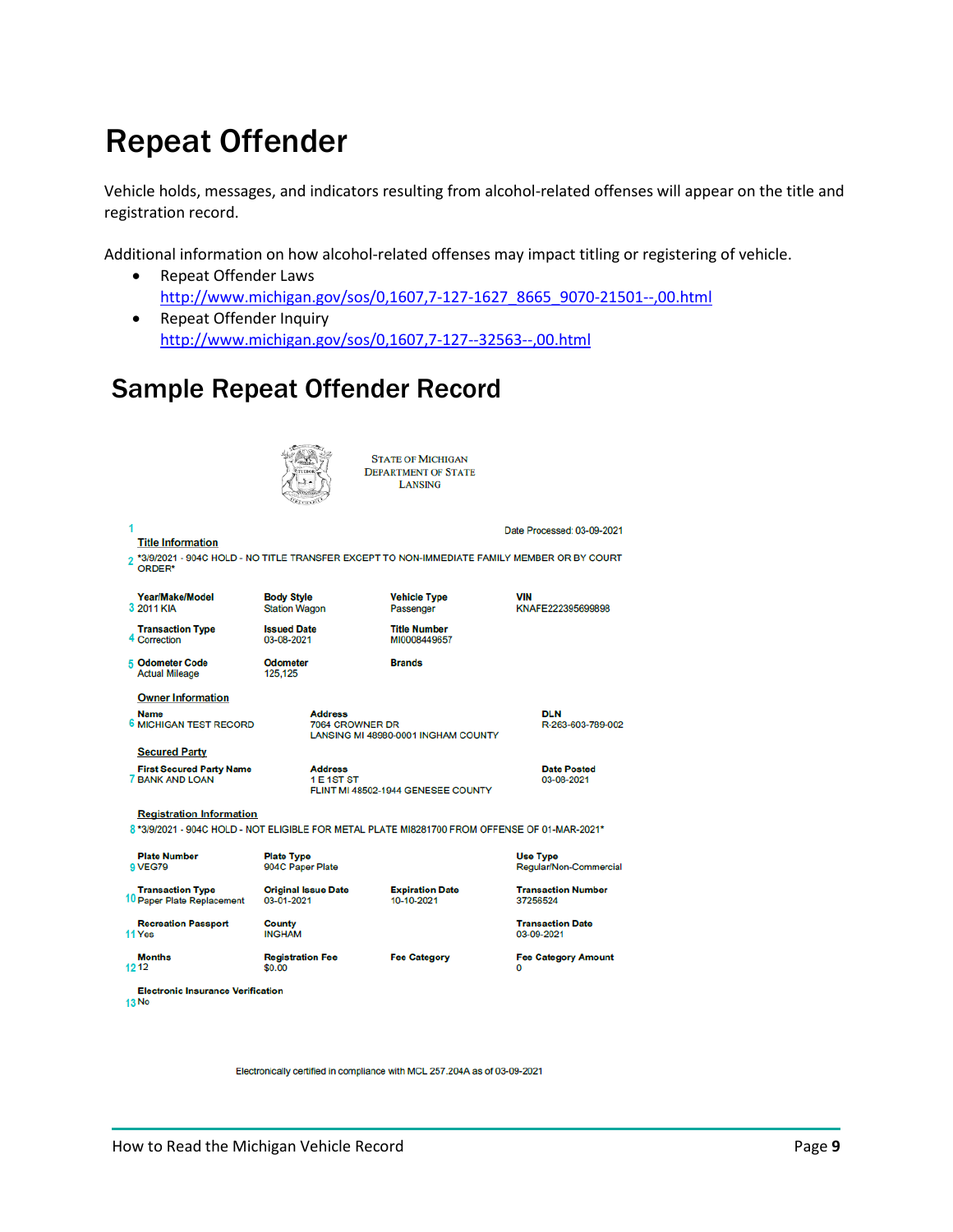# Repeat Offender

Vehicle holds, messages, and indicators resulting from alcohol-related offenses will appear on the title and registration record.

Additional information on how alcohol-related offenses may impact titling or registering of vehicle.

- Repeat Offender Laws
  http://www.michigan.gov/sos/0,1607,7-127-1627_8665_9070-21501--,00.html
- Repeat Offender Inquiry
  http://www.michigan.gov/sos/0,1607,7-127--32563--,00.html

## Sample Repeat Offender Record

STATE OF MICHIGAN
DEPARTMENT OF STATE
LANSING

1 Date Processed: 03-09-2021

**Title Information**

2 *3/9/2021 - 904C HOLD - NO TITLE TRANSFER EXCEPT TO NON-IMMEDIATE FAMILY MEMBER OR BY COURT ORDER*

| | | | | |
|---|---|---|---|---|
| 3 | **Year/Make/Model** 2011 KIA | **Body Style** Station Wagon | **Vehicle Type** Passenger | **VIN** KNAFE222395699898 |
| 4 | **Transaction Type** Correction | **Issued Date** 03-08-2021 | **Title Number** MI0008449657 | |
| 5 | **Odometer Code** Actual Mileage | **Odometer** 125,125 | **Brands** | |

**Owner Information**

| | | | |
|---|---|---|---|
| 6 | **Name** MICHIGAN TEST RECORD | **Address** 7064 CROWNER DR LANSING MI 48980-0001 INGHAM COUNTY | **DLN** R-263-603-789-002 |

**Secured Party**

| | | | |
|---|---|---|---|
| 7 | **First Secured Party Name** BANK AND LOAN | **Address** 1 E 1ST ST FLINT MI 48502-1944 GENESEE COUNTY | **Date Posted** 03-08-2021 |

**Registration Information**

8 *3/9/2021 - 904C HOLD - NOT ELIGIBLE FOR METAL PLATE MI8281700 FROM OFFENSE OF 01-MAR-2021*

| | | | | |
|---|---|---|---|---|
| 9 | **Plate Number** VEG79 | **Plate Type** 904C Paper Plate | | **Use Type** Regular/Non-Commercial |
| 10 | **Transaction Type** Paper Plate Replacement | **Original Issue Date** 03-01-2021 | **Expiration Date** 10-10-2021 | **Transaction Number** 37256524 |
| 11 | **Recreation Passport** Yes | **County** INGHAM | | **Transaction Date** 03-09-2021 |
| 12 | **Months** 12 | **Registration Fee** $0.00 | **Fee Category** | **Fee Category Amount** 0 |
| 13 | **Electronic Insurance Verification** No | | | |

Electronically certified in compliance with MCL 257.204A as of 03-09-2021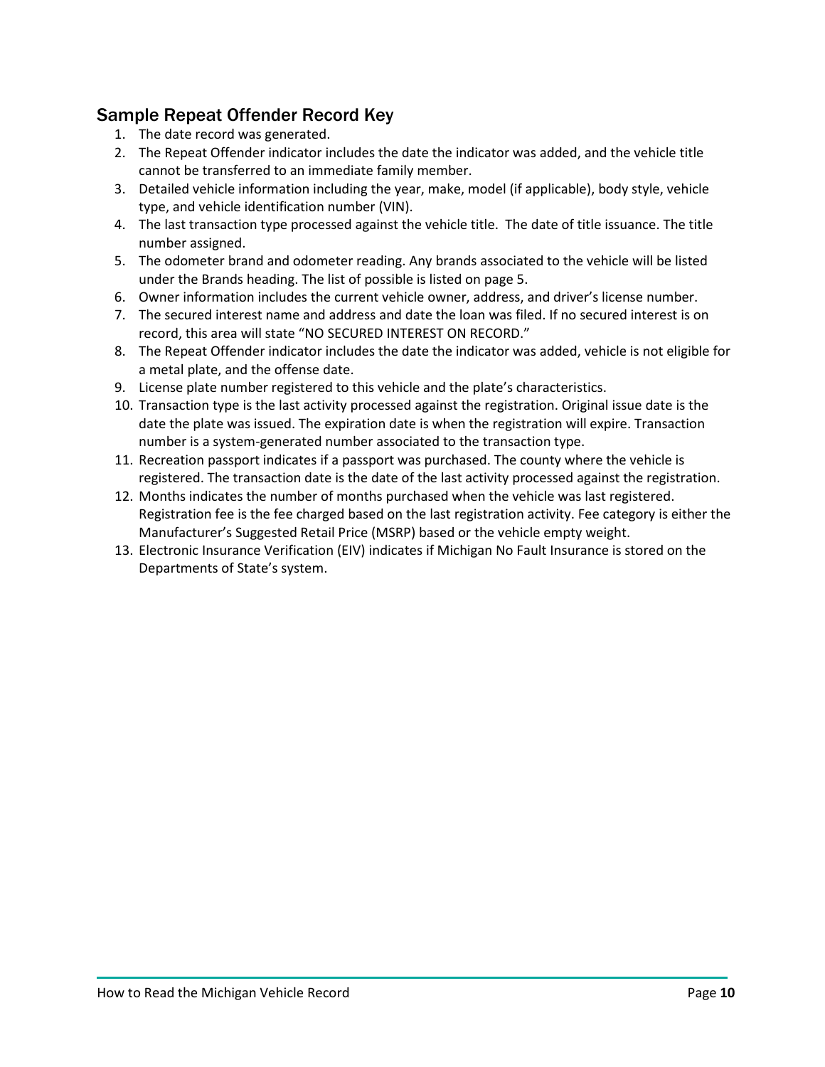## Sample Repeat Offender Record Key

1. The date record was generated.
2. The Repeat Offender indicator includes the date the indicator was added, and the vehicle title cannot be transferred to an immediate family member.
3. Detailed vehicle information including the year, make, model (if applicable), body style, vehicle type, and vehicle identification number (VIN).
4. The last transaction type processed against the vehicle title. The date of title issuance. The title number assigned.
5. The odometer brand and odometer reading. Any brands associated to the vehicle will be listed under the Brands heading. The list of possible is listed on page 5.
6. Owner information includes the current vehicle owner, address, and driver's license number.
7. The secured interest name and address and date the loan was filed. If no secured interest is on record, this area will state "NO SECURED INTEREST ON RECORD."
8. The Repeat Offender indicator includes the date the indicator was added, vehicle is not eligible for a metal plate, and the offense date.
9. License plate number registered to this vehicle and the plate's characteristics.
10. Transaction type is the last activity processed against the registration. Original issue date is the date the plate was issued. The expiration date is when the registration will expire. Transaction number is a system-generated number associated to the transaction type.
11. Recreation passport indicates if a passport was purchased. The county where the vehicle is registered. The transaction date is the date of the last activity processed against the registration.
12. Months indicates the number of months purchased when the vehicle was last registered. Registration fee is the fee charged based on the last registration activity. Fee category is either the Manufacturer's Suggested Retail Price (MSRP) based or the vehicle empty weight.
13. Electronic Insurance Verification (EIV) indicates if Michigan No Fault Insurance is stored on the Departments of State's system.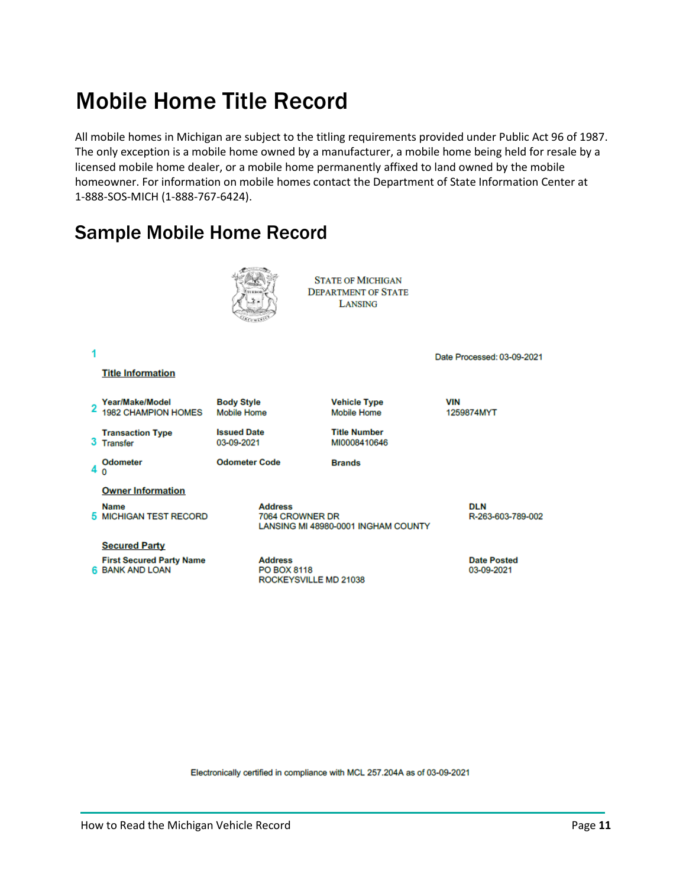# Mobile Home Title Record

All mobile homes in Michigan are subject to the titling requirements provided under Public Act 96 of 1987. The only exception is a mobile home owned by a manufacturer, a mobile home being held for resale by a licensed mobile home dealer, or a mobile home permanently affixed to land owned by the mobile homeowner. For information on mobile homes contact the Department of State Information Center at 1-888-SOS-MICH (1-888-767-6424).

## Sample Mobile Home Record

STATE OF MICHIGAN
DEPARTMENT OF STATE
LANSING

1

Date Processed: 03-09-2021

**Title Information**

| | | | | |
|---|---|---|---|---|
| 2 | **Year/Make/Model**<br>1982 CHAMPION HOMES | **Body Style**<br>Mobile Home | **Vehicle Type**<br>Mobile Home | **VIN**<br>1259874MYT |
| 3 | **Transaction Type**<br>Transfer | **Issued Date**<br>03-09-2021 | **Title Number**<br>MI0008410646 | |
| 4 | **Odometer**<br>0 | **Odometer Code** | **Brands** | |

**Owner Information**

| | | | |
|---|---|---|---|
| 5 | **Name**<br>MICHIGAN TEST RECORD | **Address**<br>7064 CROWNER DR<br>LANSING MI 48980-0001 INGHAM COUNTY | **DLN**<br>R-263-603-789-002 |

**Secured Party**

| | | | |
|---|---|---|---|
| 6 | **First Secured Party Name**<br>BANK AND LOAN | **Address**<br>PO BOX 8118<br>ROCKEYSVILLE MD 21038 | **Date Posted**<br>03-09-2021 |

Electronically certified in compliance with MCL 257.204A as of 03-09-2021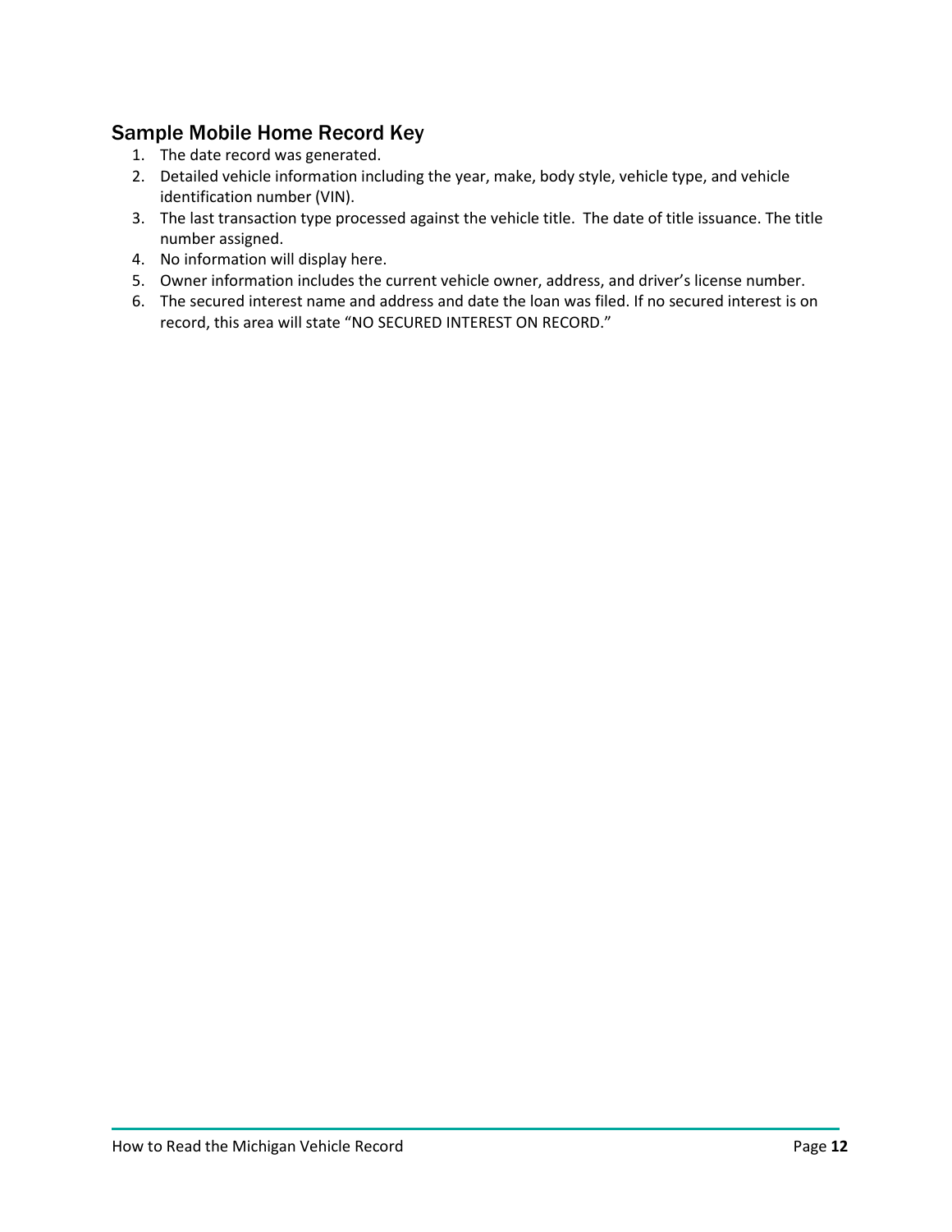## Sample Mobile Home Record Key

1. The date record was generated.
2. Detailed vehicle information including the year, make, body style, vehicle type, and vehicle identification number (VIN).
3. The last transaction type processed against the vehicle title. The date of title issuance. The title number assigned.
4. No information will display here.
5. Owner information includes the current vehicle owner, address, and driver's license number.
6. The secured interest name and address and date the loan was filed. If no secured interest is on record, this area will state "NO SECURED INTEREST ON RECORD."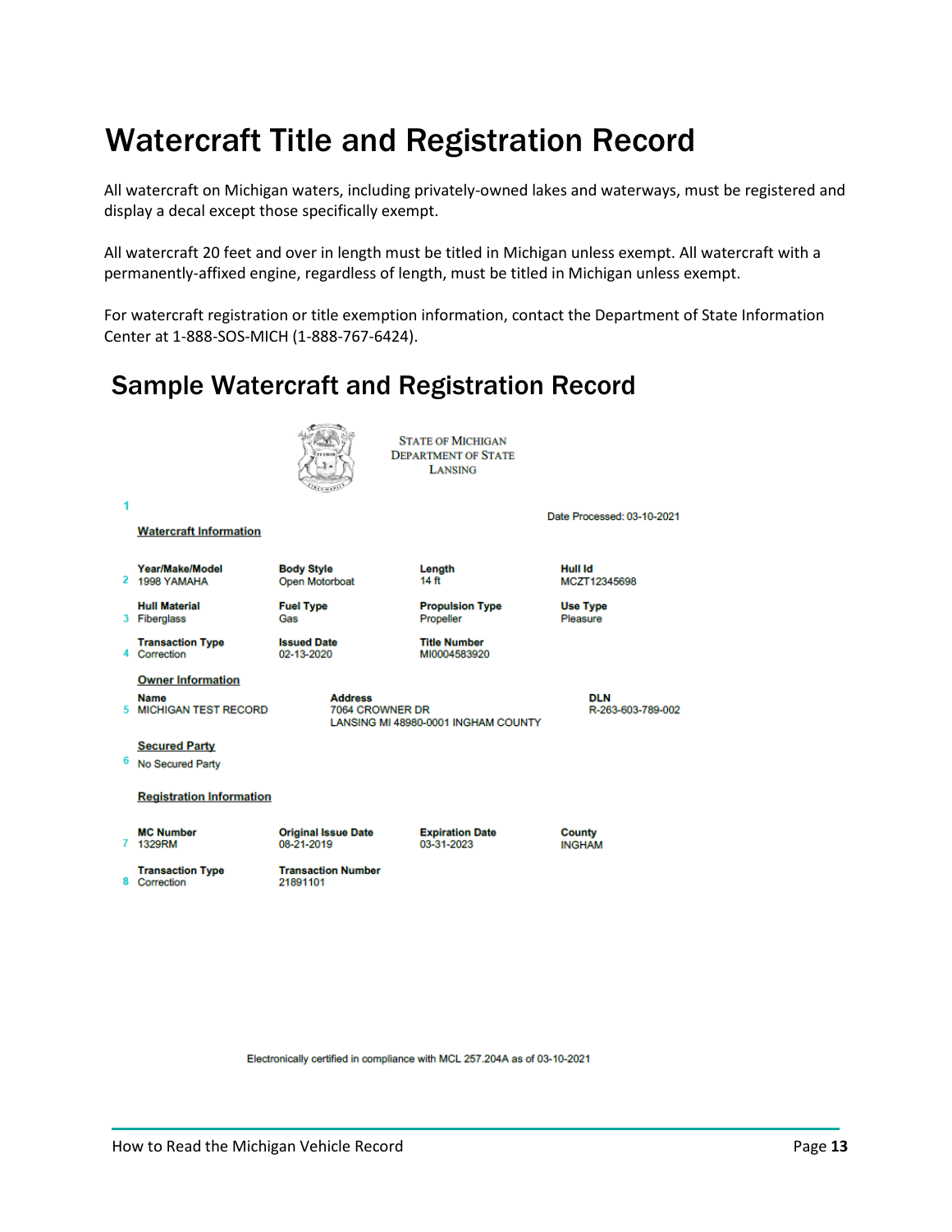# Watercraft Title and Registration Record

All watercraft on Michigan waters, including privately-owned lakes and waterways, must be registered and display a decal except those specifically exempt.

All watercraft 20 feet and over in length must be titled in Michigan unless exempt. All watercraft with a permanently-affixed engine, regardless of length, must be titled in Michigan unless exempt.

For watercraft registration or title exemption information, contact the Department of State Information Center at 1-888-SOS-MICH (1-888-767-6424).

## Sample Watercraft and Registration Record

STATE OF MICHIGAN
DEPARTMENT OF STATE
LANSING

1

Date Processed: 03-10-2021

**Watercraft Information**

| # | | | | |
|---|---|---|---|---|
| 2 | **Year/Make/Model**<br>1998 YAMAHA | **Body Style**<br>Open Motorboat | **Length**<br>14 ft | **Hull Id**<br>MCZT12345698 |
| 3 | **Hull Material**<br>Fiberglass | **Fuel Type**<br>Gas | **Propulsion Type**<br>Propeller | **Use Type**<br>Pleasure |
| 4 | **Transaction Type**<br>Correction | **Issued Date**<br>02-13-2020 | **Title Number**<br>MI0004583920 | |

**Owner Information**

| # | | | |
|---|---|---|---|
| 5 | **Name**<br>MICHIGAN TEST RECORD | **Address**<br>7064 CROWNER DR<br>LANSING MI 48980-0001 INGHAM COUNTY | **DLN**<br>R-263-603-789-002 |

**Secured Party**

6 No Secured Party

**Registration Information**

| # | | | | |
|---|---|---|---|---|
| 7 | **MC Number**<br>1329RM | **Original Issue Date**<br>08-21-2019 | **Expiration Date**<br>03-31-2023 | **County**<br>INGHAM |
| 8 | **Transaction Type**<br>Correction | **Transaction Number**<br>21891101 | | |

Electronically certified in compliance with MCL 257.204A as of 03-10-2021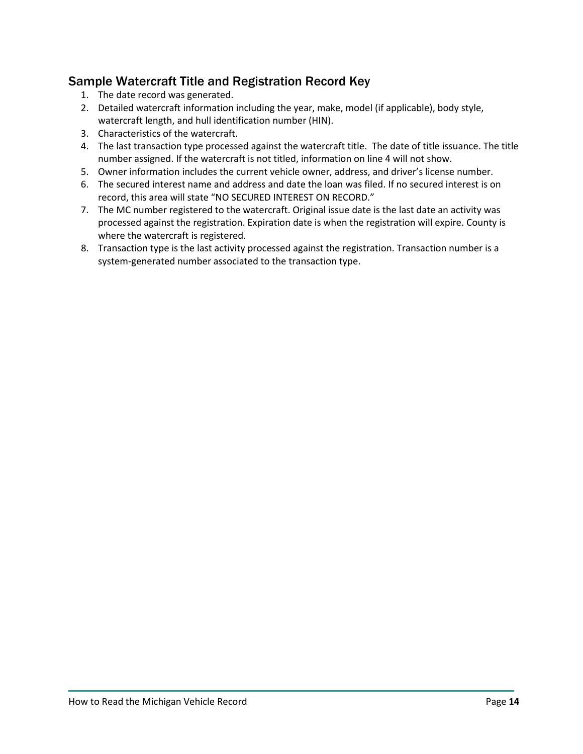## Sample Watercraft Title and Registration Record Key

1. The date record was generated.
2. Detailed watercraft information including the year, make, model (if applicable), body style, watercraft length, and hull identification number (HIN).
3. Characteristics of the watercraft.
4. The last transaction type processed against the watercraft title. The date of title issuance. The title number assigned. If the watercraft is not titled, information on line 4 will not show.
5. Owner information includes the current vehicle owner, address, and driver's license number.
6. The secured interest name and address and date the loan was filed. If no secured interest is on record, this area will state "NO SECURED INTEREST ON RECORD."
7. The MC number registered to the watercraft. Original issue date is the last date an activity was processed against the registration. Expiration date is when the registration will expire. County is where the watercraft is registered.
8. Transaction type is the last activity processed against the registration. Transaction number is a system-generated number associated to the transaction type.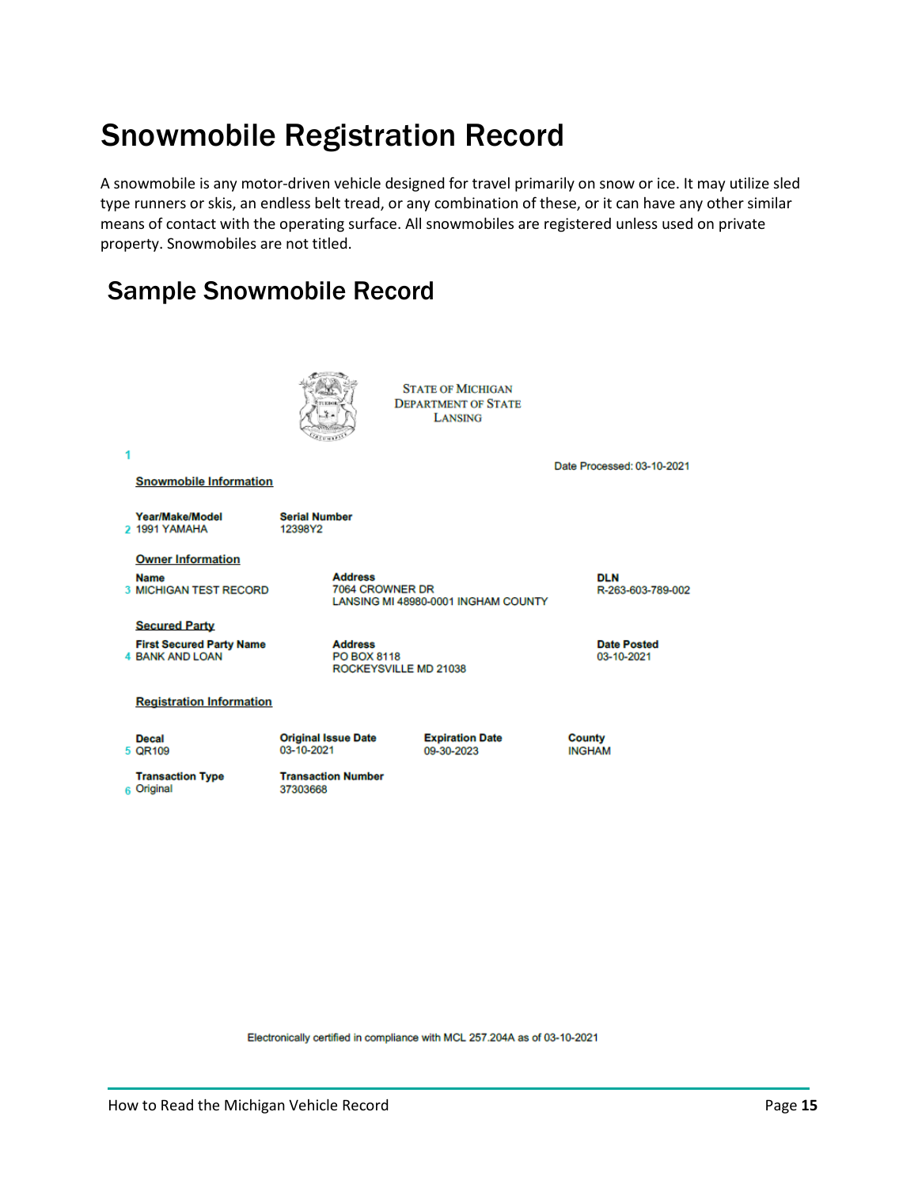# Snowmobile Registration Record

A snowmobile is any motor-driven vehicle designed for travel primarily on snow or ice. It may utilize sled type runners or skis, an endless belt tread, or any combination of these, or it can have any other similar means of contact with the operating surface. All snowmobiles are registered unless used on private property. Snowmobiles are not titled.

## Sample Snowmobile Record

STATE OF MICHIGAN
DEPARTMENT OF STATE
LANSING

1

Date Processed: 03-10-2021

**Snowmobile Information**

| | Year/Make/Model | Serial Number |
|---|---|---|
| 2 | 1991 YAMAHA | 12398Y2 |

**Owner Information**

| | Name | Address | DLN |
|---|---|---|---|
| 3 | MICHIGAN TEST RECORD | 7064 CROWNER DR<br>LANSING MI 48980-0001 INGHAM COUNTY | R-263-603-789-002 |

**Secured Party**

| | First Secured Party Name | Address | Date Posted |
|---|---|---|---|
| 4 | BANK AND LOAN | PO BOX 8118<br>ROCKEYSVILLE MD 21038 | 03-10-2021 |

**Registration Information**

| | Decal | Original Issue Date | Expiration Date | County |
|---|---|---|---|---|
| 5 | QR109 | 03-10-2021 | 09-30-2023 | INGHAM |

| | Transaction Type | Transaction Number |
|---|---|---|
| 6 | Original | 37303668 |

Electronically certified in compliance with MCL 257.204A as of 03-10-2021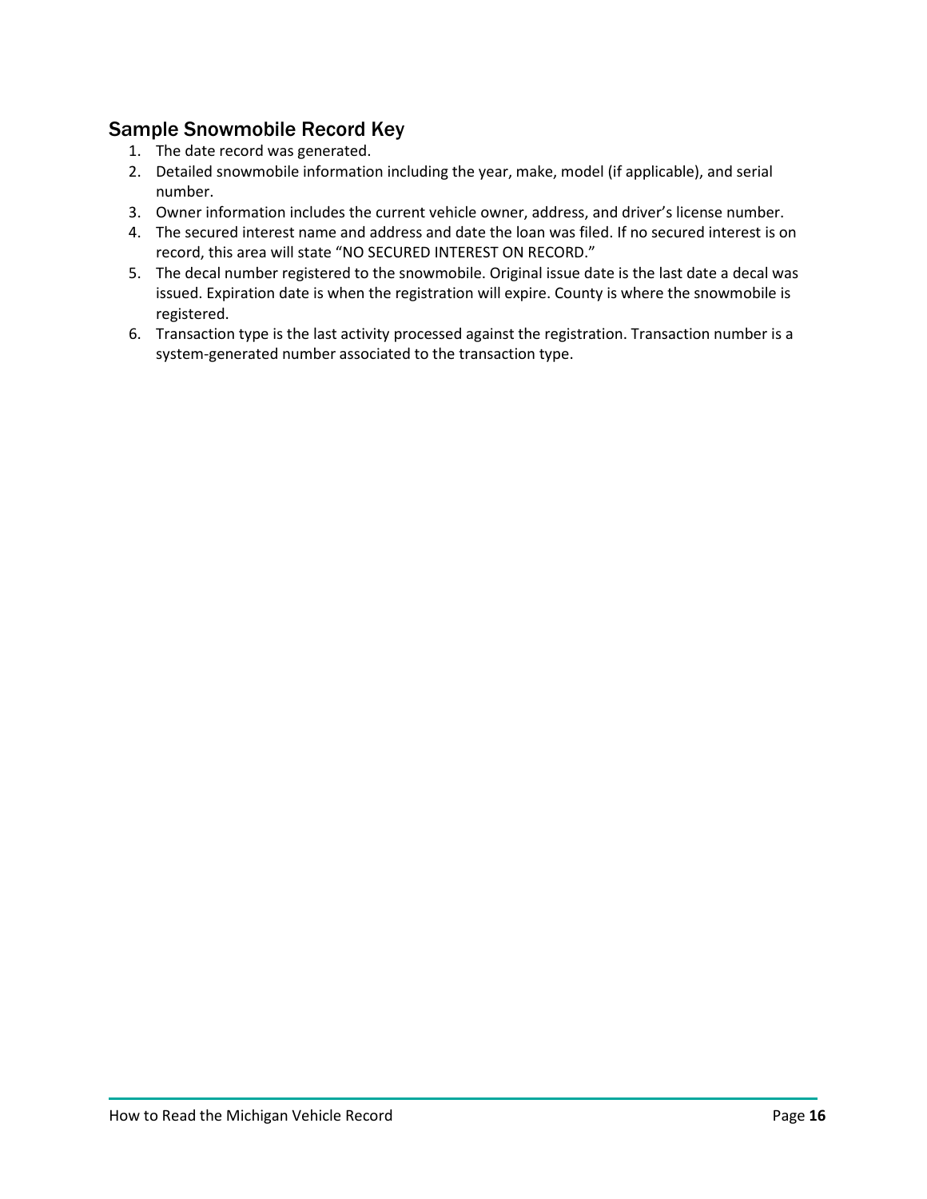## Sample Snowmobile Record Key

1. The date record was generated.
2. Detailed snowmobile information including the year, make, model (if applicable), and serial number.
3. Owner information includes the current vehicle owner, address, and driver's license number.
4. The secured interest name and address and date the loan was filed. If no secured interest is on record, this area will state "NO SECURED INTEREST ON RECORD."
5. The decal number registered to the snowmobile. Original issue date is the last date a decal was issued. Expiration date is when the registration will expire. County is where the snowmobile is registered.
6. Transaction type is the last activity processed against the registration. Transaction number is a system-generated number associated to the transaction type.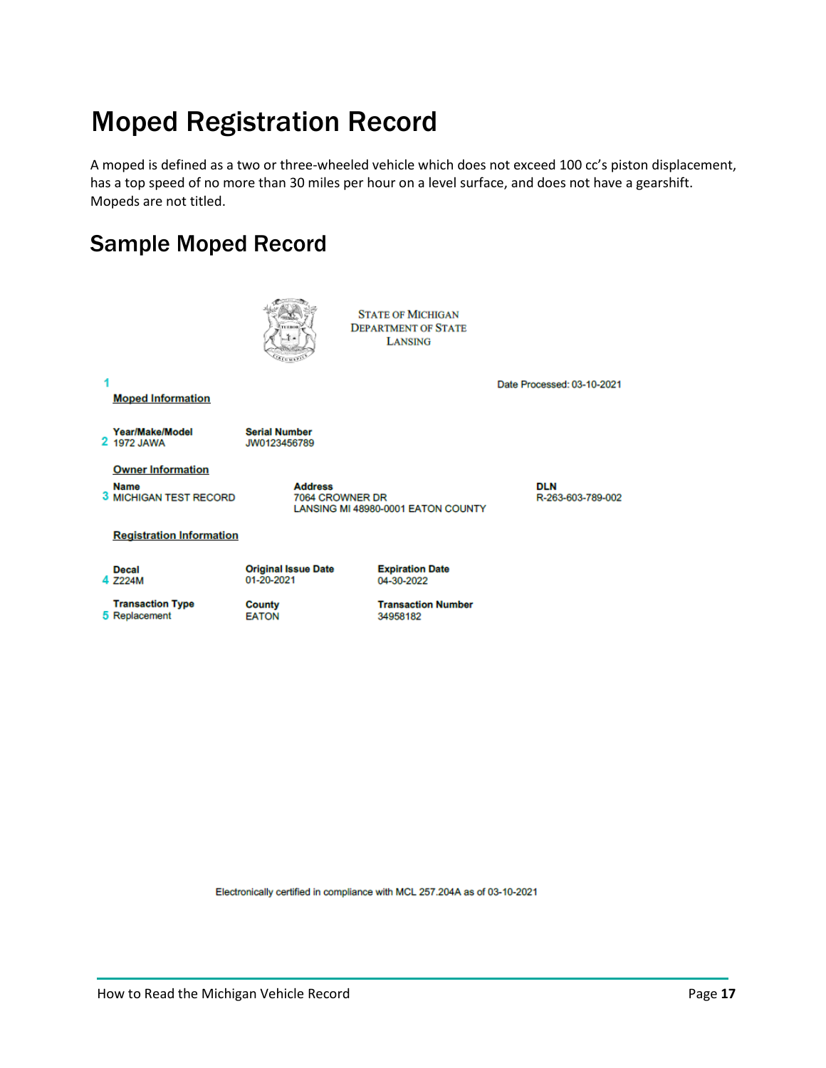# Moped Registration Record

A moped is defined as a two or three-wheeled vehicle which does not exceed 100 cc's piston displacement, has a top speed of no more than 30 miles per hour on a level surface, and does not have a gearshift. Mopeds are not titled.

## Sample Moped Record

STATE OF MICHIGAN
DEPARTMENT OF STATE
LANSING

1

Date Processed: 03-10-2021

**Moped Information**

2

| Year/Make/Model | Serial Number |
|---|---|
| 1972 JAWA | JW0123456789 |

**Owner Information**

3

| Name | Address | DLN |
|---|---|---|
| MICHIGAN TEST RECORD | 7064 CROWNER DR<br>LANSING MI 48980-0001 EATON COUNTY | R-263-603-789-002 |

**Registration Information**

4

| Decal | Original Issue Date | Expiration Date |
|---|---|---|
| Z224M | 01-20-2021 | 04-30-2022 |

5

| Transaction Type | County | Transaction Number |
|---|---|---|
| Replacement | EATON | 34958182 |

Electronically certified in compliance with MCL 257.204A as of 03-10-2021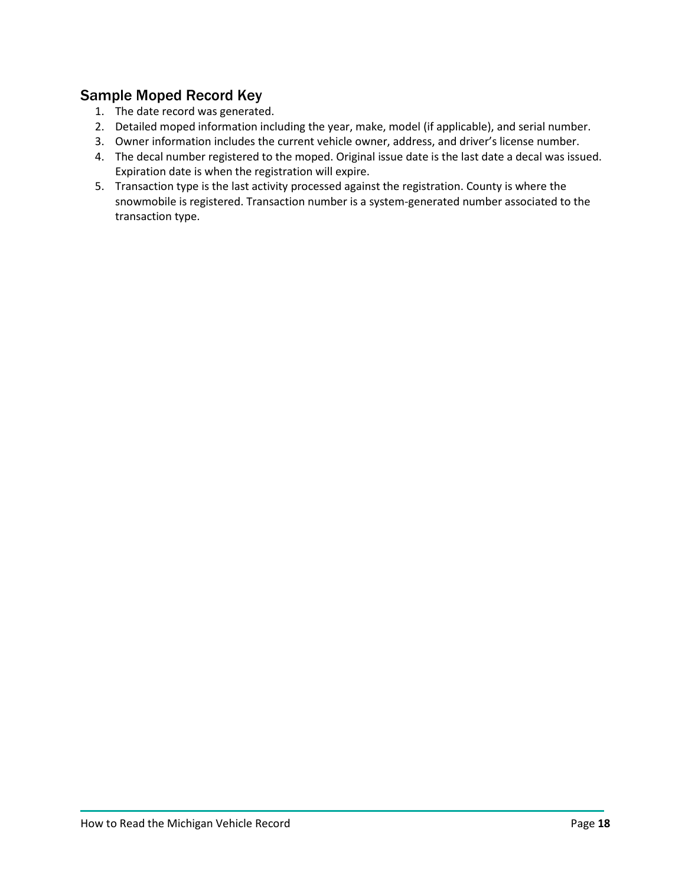## Sample Moped Record Key

1. The date record was generated.
2. Detailed moped information including the year, make, model (if applicable), and serial number.
3. Owner information includes the current vehicle owner, address, and driver's license number.
4. The decal number registered to the moped. Original issue date is the last date a decal was issued. Expiration date is when the registration will expire.
5. Transaction type is the last activity processed against the registration. County is where the snowmobile is registered. Transaction number is a system-generated number associated to the transaction type.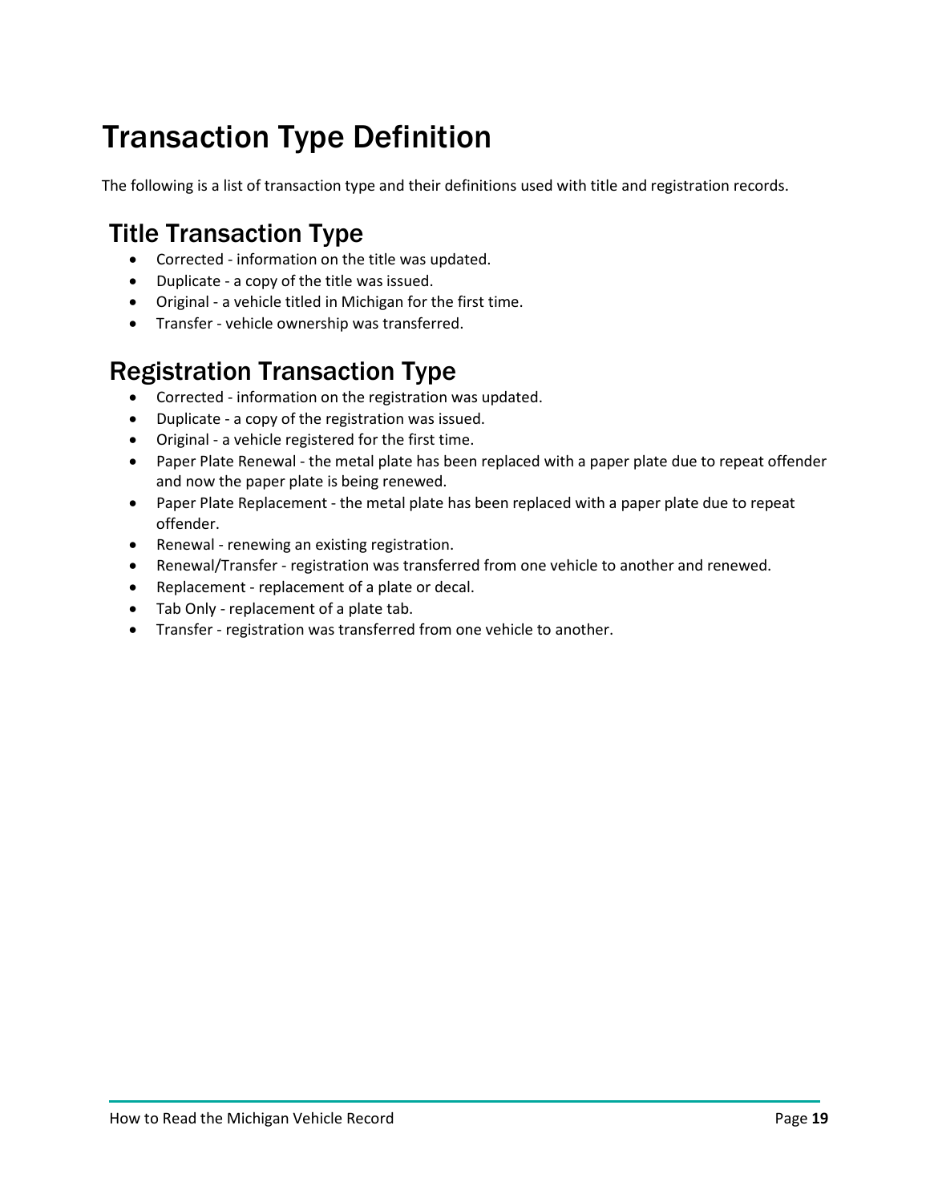# Transaction Type Definition

The following is a list of transaction type and their definitions used with title and registration records.

## Title Transaction Type

- Corrected - information on the title was updated.
- Duplicate - a copy of the title was issued.
- Original - a vehicle titled in Michigan for the first time.
- Transfer - vehicle ownership was transferred.

## Registration Transaction Type

- Corrected - information on the registration was updated.
- Duplicate - a copy of the registration was issued.
- Original - a vehicle registered for the first time.
- Paper Plate Renewal - the metal plate has been replaced with a paper plate due to repeat offender and now the paper plate is being renewed.
- Paper Plate Replacement - the metal plate has been replaced with a paper plate due to repeat offender.
- Renewal - renewing an existing registration.
- Renewal/Transfer - registration was transferred from one vehicle to another and renewed.
- Replacement - replacement of a plate or decal.
- Tab Only - replacement of a plate tab.
- Transfer - registration was transferred from one vehicle to another.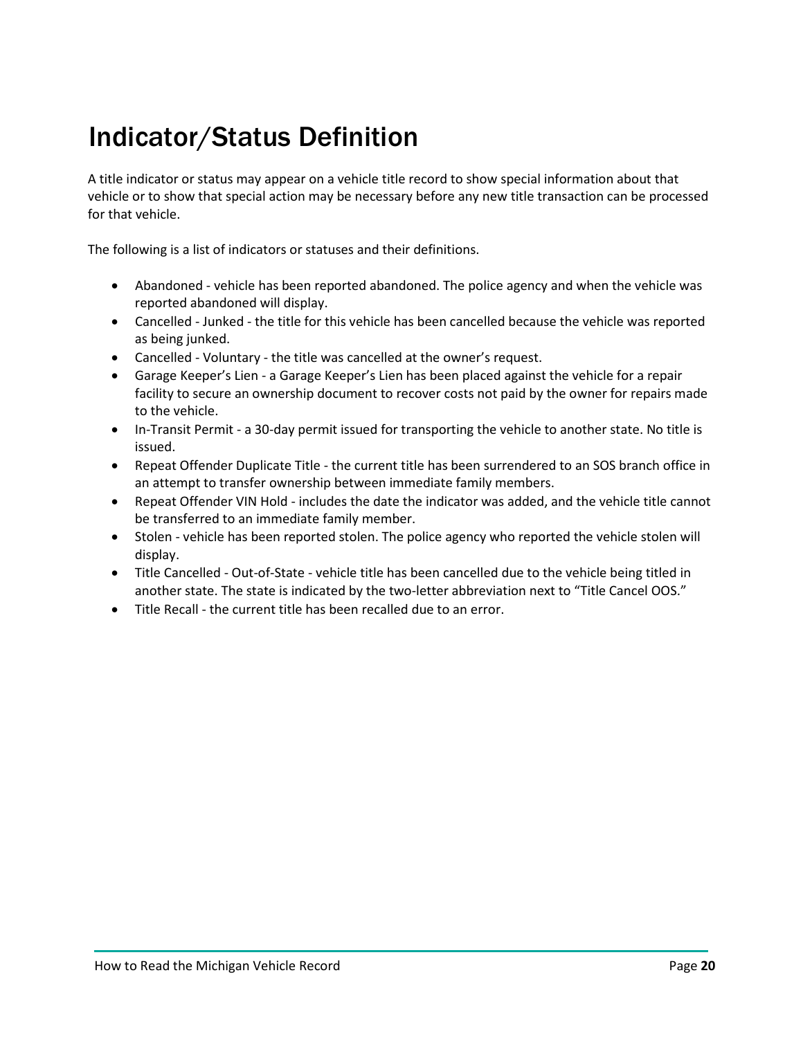# Indicator/Status Definition

A title indicator or status may appear on a vehicle title record to show special information about that vehicle or to show that special action may be necessary before any new title transaction can be processed for that vehicle.

The following is a list of indicators or statuses and their definitions.

- Abandoned - vehicle has been reported abandoned. The police agency and when the vehicle was reported abandoned will display.
- Cancelled - Junked - the title for this vehicle has been cancelled because the vehicle was reported as being junked.
- Cancelled - Voluntary - the title was cancelled at the owner's request.
- Garage Keeper's Lien - a Garage Keeper's Lien has been placed against the vehicle for a repair facility to secure an ownership document to recover costs not paid by the owner for repairs made to the vehicle.
- In-Transit Permit - a 30-day permit issued for transporting the vehicle to another state. No title is issued.
- Repeat Offender Duplicate Title - the current title has been surrendered to an SOS branch office in an attempt to transfer ownership between immediate family members.
- Repeat Offender VIN Hold - includes the date the indicator was added, and the vehicle title cannot be transferred to an immediate family member.
- Stolen - vehicle has been reported stolen. The police agency who reported the vehicle stolen will display.
- Title Cancelled - Out-of-State - vehicle title has been cancelled due to the vehicle being titled in another state. The state is indicated by the two-letter abbreviation next to "Title Cancel OOS."
- Title Recall - the current title has been recalled due to an error.